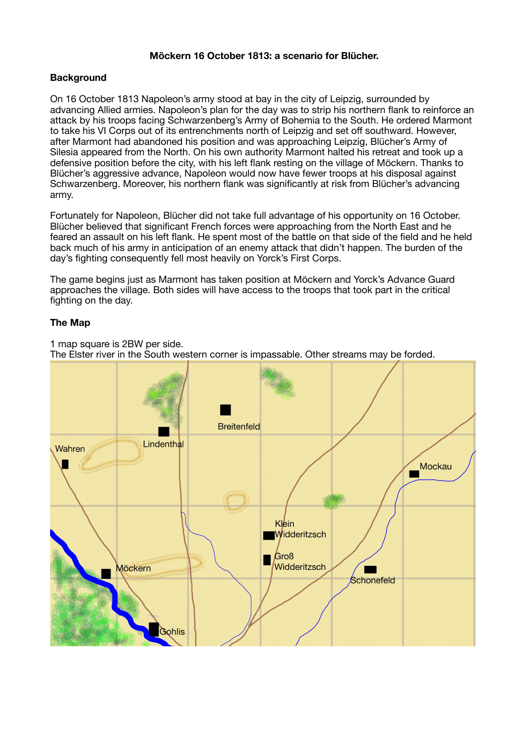**Möckern 16 October 1813: a scenario for Blücher.**

## Background

On 16 October 1813 Napoleon's army stood at bay in the city of Leipzig, surrounded by advancing Allied armies. Napoleon's plan for the day was to strip his northern flank to reinforce an attack by his troops facing Schwarzenberg's Army of Bohemia to the South. He ordered Marmont to take his VI Corps out of its entrenchments north of Leipzig and set off southward. However, after Marmont had abandoned his position and was approaching Leipzig, Blücher's Army of Silesia appeared from the North. On his own authority Marmont halted his retreat and took up a defensive position before the city, with his left flank resting on the village of Möckern. Thanks to Blücher's aggressive advance, Napoleon would now have fewer troops at his disposal against Schwarzenberg. Moreover, his northern flank was significantly at risk from Blücher's advancing army.

Fortunately for Napoleon, Blücher did not take full advantage of his opportunity on 16 October. Blücher believed that significant French forces were approaching from the North East and he feared an assault on his left flank. He spent most of the battle on that side of the field and he held back much of his army in anticipation of an enemy attack that didn't happen. The burden of the day's fighting consequently fell most heavily on Yorck's First Corps.

The game begins just as Marmont has taken position at Möckern and Yorck's Advance Guard approaches the village. Both sides will have access to the troops that took part in the critical fighting on the day.

## The Map

1 map square is 2BW per side.
The Elster river in the South western corner is impassable. Other streams may be forded.

Wahren
Lindenthal
Breitenfeld
Mockau
Klein Widderitzsch
Groß Widderitzsch
Möckern
Schonefeld
Gohlis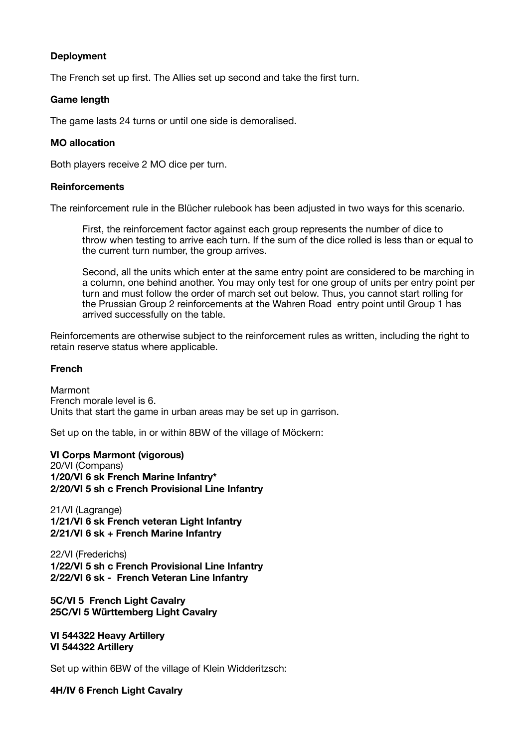**Deployment**

The French set up first. The Allies set up second and take the first turn.

**Game length**

The game lasts 24 turns or until one side is demoralised.

**MO allocation**

Both players receive 2 MO dice per turn.

**Reinforcements**

The reinforcement rule in the Blücher rulebook has been adjusted in two ways for this scenario.

> First, the reinforcement factor against each group represents the number of dice to throw when testing to arrive each turn. If the sum of the dice rolled is less than or equal to the current turn number, the group arrives.
>
> Second, all the units which enter at the same entry point are considered to be marching in a column, one behind another. You may only test for one group of units per entry point per turn and must follow the order of march set out below. Thus, you cannot start rolling for the Prussian Group 2 reinforcements at the Wahren Road entry point until Group 1 has arrived successfully on the table.

Reinforcements are otherwise subject to the reinforcement rules as written, including the right to retain reserve status where applicable.

**French**

Marmont
French morale level is 6.
Units that start the game in urban areas may be set up in garrison.

Set up on the table, in or within 8BW of the village of Möckern:

**VI Corps Marmont (vigorous)**
20/VI (Compans)
**1/20/VI 6 sk French Marine Infantry***
**2/20/VI 5 sh c French Provisional Line Infantry**

21/VI (Lagrange)
**1/21/VI 6 sk French veteran Light Infantry**
**2/21/VI 6 sk + French Marine Infantry**

22/VI (Frederichs)
**1/22/VI 5 sh c French Provisional Line Infantry**
**2/22/VI 6 sk - French Veteran Line Infantry**

**5C/VI 5 French Light Cavalry**
**25C/VI 5 Württemberg Light Cavalry**

**VI 544322 Heavy Artillery**
**VI 544322 Artillery**

Set up within 6BW of the village of Klein Widderitzsch:

**4H/IV 6 French Light Cavalry**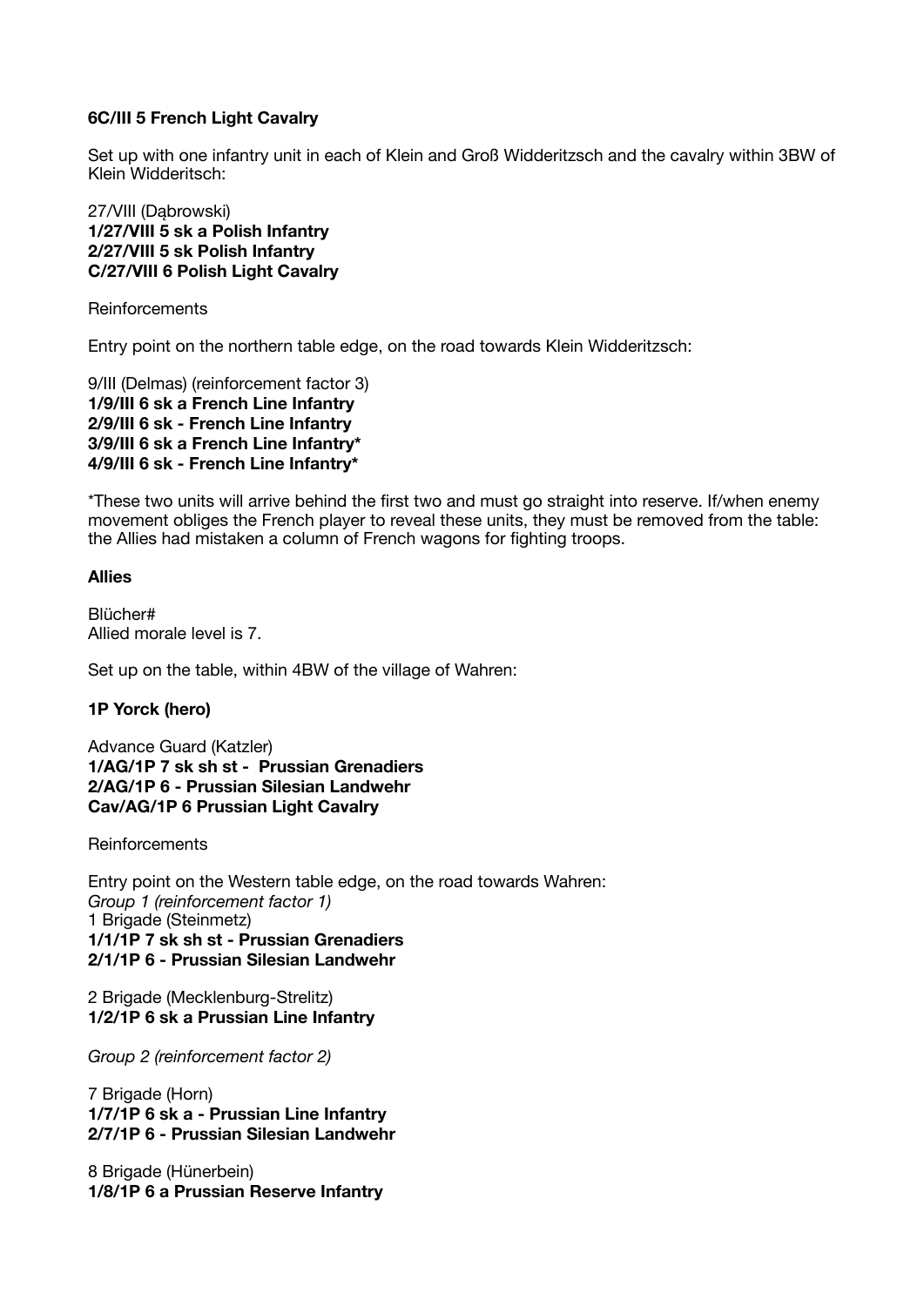**6C/III 5 French Light Cavalry**

Set up with one infantry unit in each of Klein and Groß Widderitzsch and the cavalry within 3BW of Klein Widderitsch:

27/VIII (Dąbrowski)
**1/27/VIII 5 sk a Polish Infantry**
**2/27/VIII 5 sk Polish Infantry**
**C/27/VIII 6 Polish Light Cavalry**

Reinforcements

Entry point on the northern table edge, on the road towards Klein Widderitzsch:

9/III (Delmas) (reinforcement factor 3)
**1/9/III 6 sk a French Line Infantry**
**2/9/III 6 sk - French Line Infantry**
**3/9/III 6 sk a French Line Infantry***
**4/9/III 6 sk - French Line Infantry***

*These two units will arrive behind the first two and must go straight into reserve. If/when enemy movement obliges the French player to reveal these units, they must be removed from the table: the Allies had mistaken a column of French wagons for fighting troops.

### Allies

Blücher#
Allied morale level is 7.

Set up on the table, within 4BW of the village of Wahren:

**1P Yorck (hero)**

Advance Guard (Katzler)
**1/AG/1P 7 sk sh st - Prussian Grenadiers**
**2/AG/1P 6 - Prussian Silesian Landwehr**
**Cav/AG/1P 6 Prussian Light Cavalry**

Reinforcements

Entry point on the Western table edge, on the road towards Wahren:
*Group 1 (reinforcement factor 1)*
1 Brigade (Steinmetz)
**1/1/1P 7 sk sh st - Prussian Grenadiers**
**2/1/1P 6 - Prussian Silesian Landwehr**

2 Brigade (Mecklenburg-Strelitz)
**1/2/1P 6 sk a Prussian Line Infantry**

*Group 2 (reinforcement factor 2)*

7 Brigade (Horn)
**1/7/1P 6 sk a - Prussian Line Infantry**
**2/7/1P 6 - Prussian Silesian Landwehr**

8 Brigade (Hünerbein)
**1/8/1P 6 a Prussian Reserve Infantry**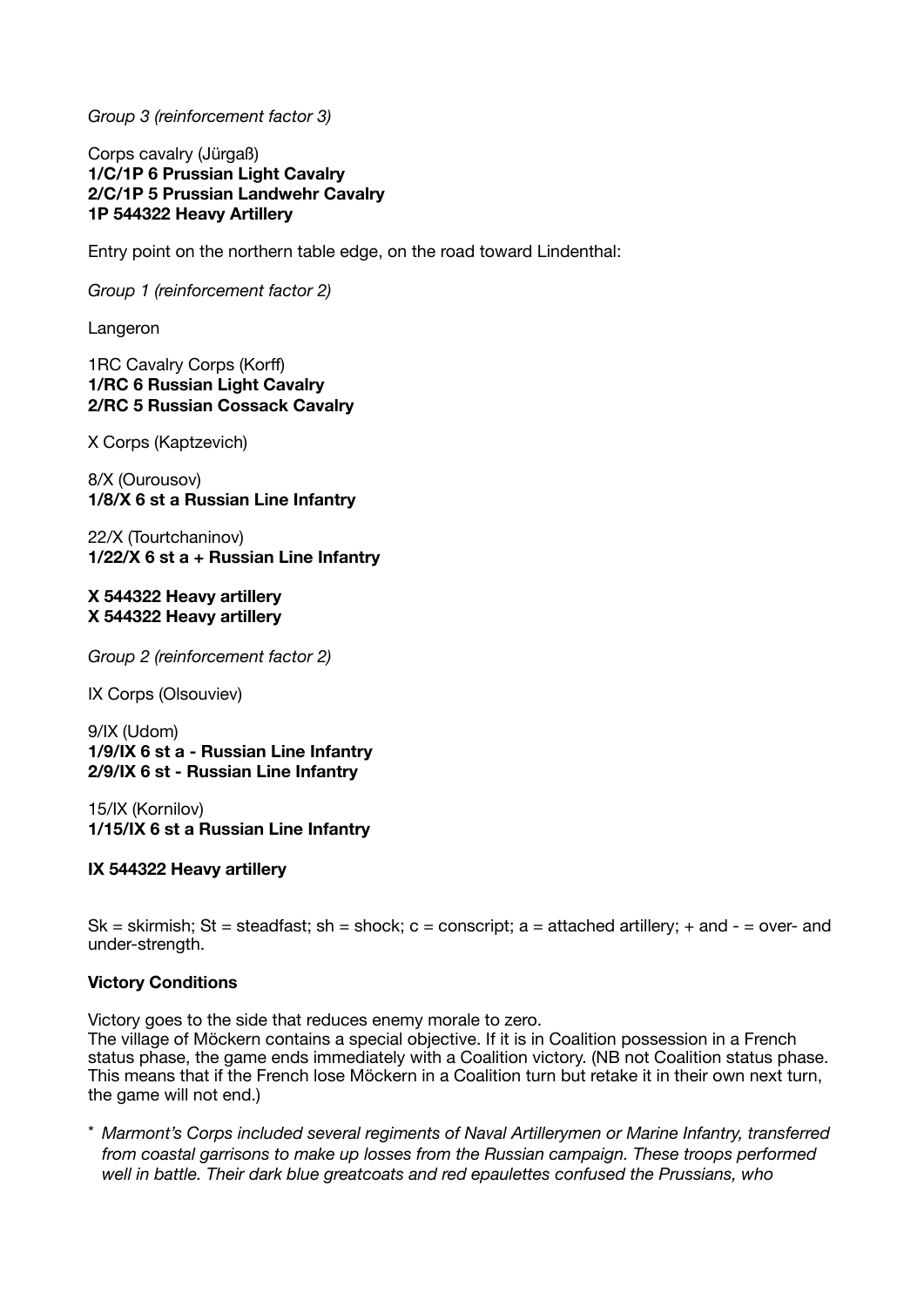*Group 3 (reinforcement factor 3)*

Corps cavalry (Jürgaß)
**1/C/1P 6 Prussian Light Cavalry**
**2/C/1P 5 Prussian Landwehr Cavalry**
**1P 544322 Heavy Artillery**

Entry point on the northern table edge, on the road toward Lindenthal:

*Group 1 (reinforcement factor 2)*

Langeron

1RC Cavalry Corps (Korff)
**1/RC 6 Russian Light Cavalry**
**2/RC 5 Russian Cossack Cavalry**

X Corps (Kaptzevich)

8/X (Ourousov)
**1/8/X 6 st a Russian Line Infantry**

22/X (Tourtchaninov)
**1/22/X 6 st a + Russian Line Infantry**

**X 544322 Heavy artillery**
**X 544322 Heavy artillery**

*Group 2 (reinforcement factor 2)*

IX Corps (Olsouviev)

9/IX (Udom)
**1/9/IX 6 st a - Russian Line Infantry**
**2/9/IX 6 st - Russian Line Infantry**

15/IX (Kornilov)
**1/15/IX 6 st a Russian Line Infantry**

**IX 544322 Heavy artillery**

Sk = skirmish; St = steadfast; sh = shock; c = conscript; a = attached artillery; + and - = over- and under-strength.

**Victory Conditions**

Victory goes to the side that reduces enemy morale to zero.
The village of Möckern contains a special objective. If it is in Coalition possession in a French status phase, the game ends immediately with a Coalition victory. (NB not Coalition status phase. This means that if the French lose Möckern in a Coalition turn but retake it in their own next turn, the game will not end.)

\* *Marmont's Corps included several regiments of Naval Artillerymen or Marine Infantry, transferred from coastal garrisons to make up losses from the Russian campaign. These troops performed well in battle. Their dark blue greatcoats and red epaulettes confused the Prussians, who*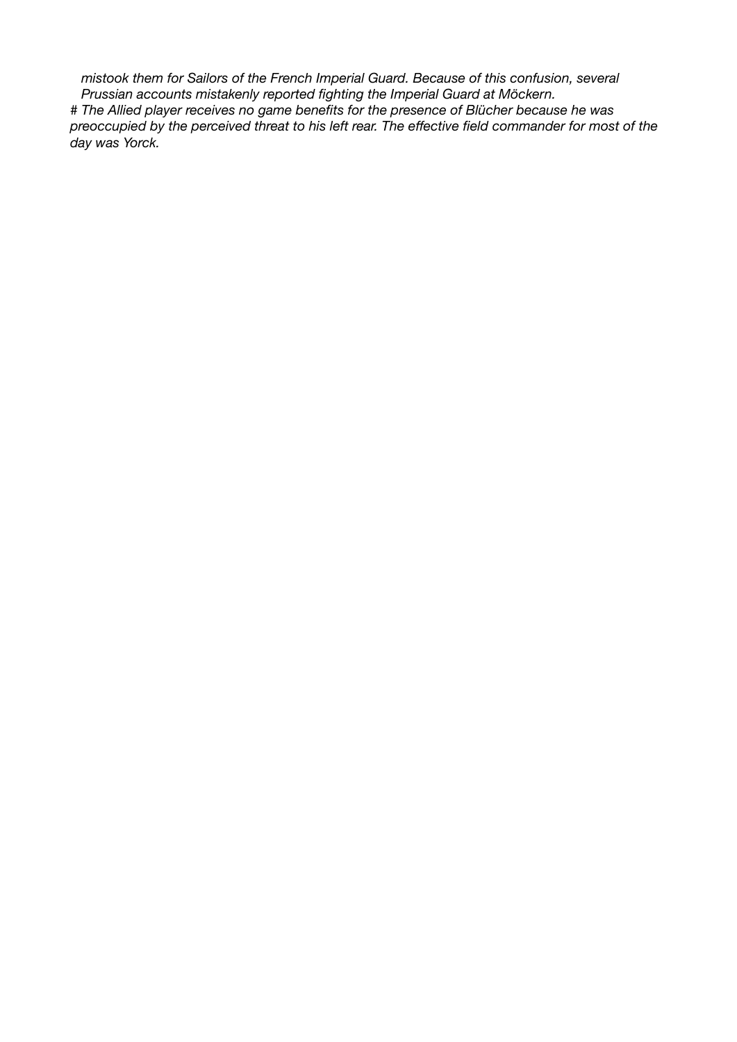*mistook them for Sailors of the French Imperial Guard. Because of this confusion, several Prussian accounts mistakenly reported fighting the Imperial Guard at Möckern.*

*# The Allied player receives no game benefits for the presence of Blücher because he was preoccupied by the perceived threat to his left rear. The effective field commander for most of the day was Yorck.*